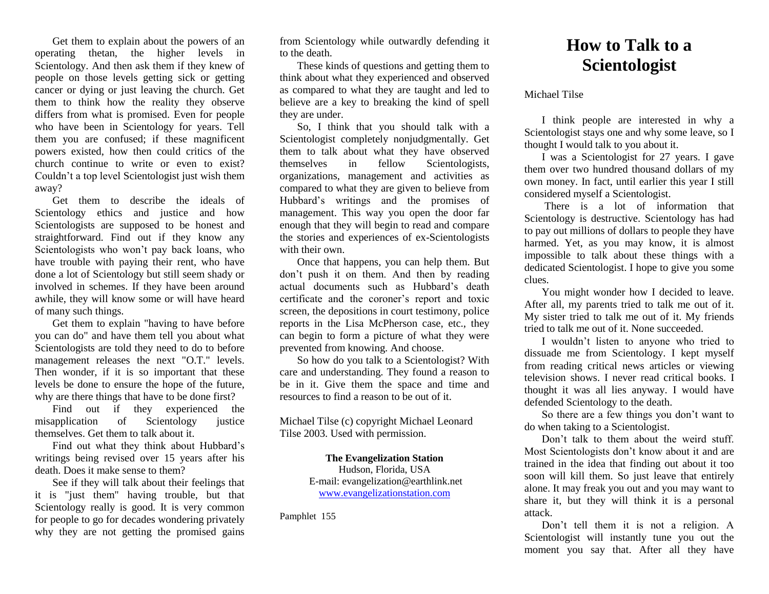# How to Talk to a Scientologist

Michael Tilse

I think people are interested in why a Scientologist stays one and why some leave, so I thought I would talk to you about it.

I was a Scientologist for 27 years. I gave them over two hundred thousand dollars of my own money. In fact, until earlier this year I still considered myself a Scientologist.

There is a lot of information that Scientology is destructive. Scientology has had to pay out millions of dollars to people they have harmed. Yet, as you may know, it is almost impossible to talk about these things with a dedicated Scientologist. I hope to give you some clues.

You might wonder how I decided to leave. After all, my parents tried to talk me out of it. My sister tried to talk me out of it. My friends tried to talk me out of it. None succeeded.

I wouldn't listen to anyone who tried to dissuade me from Scientology. I kept myself from reading critical news articles or viewing television shows. I never read critical books. I thought it was all lies anyway. I would have defended Scientology to the death.

So there are a few things you don't want to do when taking to a Scientologist.

Don't talk to them about the weird stuff. Most Scientologists don't know about it and are trained in the idea that finding out about it too soon will kill them. So just leave that entirely alone. It may freak you out and you may want to share it, but they will think it is a personal attack.

Don't tell them it is not a religion. A Scientologist will instantly tune you out the moment you say that. After all they have

Get them to explain about the powers of an operating thetan, the higher levels in Scientology. And then ask them if they knew of people on those levels getting sick or getting cancer or dying or just leaving the church. Get them to think how the reality they observe differs from what is promised. Even for people who have been in Scientology for years. Tell them you are confused; if these magnificent powers existed, how then could critics of the church continue to write or even to exist? Couldn't a top level Scientologist just wish them away?

Get them to describe the ideals of Scientology ethics and justice and how Scientologists are supposed to be honest and straightforward. Find out if they know any Scientologists who won't pay back loans, who have trouble with paying their rent, who have done a lot of Scientology but still seem shady or involved in schemes. If they have been around awhile, they will know some or will have heard of many such things.

Get them to explain "having to have before you can do" and have them tell you about what Scientologists are told they need to do to before management releases the next "O.T." levels. Then wonder, if it is so important that these levels be done to ensure the hope of the future, why are there things that have to be done first?

Find out if they experienced the misapplication of Scientology justice themselves. Get them to talk about it.

Find out what they think about Hubbard's writings being revised over 15 years after his death. Does it make sense to them?

See if they will talk about their feelings that it is "just them" having trouble, but that Scientology really is good. It is very common for people to go for decades wondering privately why they are not getting the promised gains from Scientology while outwardly defending it to the death.

These kinds of questions and getting them to think about what they experienced and observed as compared to what they are taught and led to believe are a key to breaking the kind of spell they are under.

So, I think that you should talk with a Scientologist completely nonjudgmentally. Get them to talk about what they have observed themselves in fellow Scientologists, organizations, management and activities as compared to what they are given to believe from Hubbard's writings and the promises of management. This way you open the door far enough that they will begin to read and compare the stories and experiences of ex-Scientologists with their own.

Once that happens, you can help them. But don't push it on them. And then by reading actual documents such as Hubbard's death certificate and the coroner's report and toxic screen, the depositions in court testimony, police reports in the Lisa McPherson case, etc., they can begin to form a picture of what they were prevented from knowing. And choose.

So how do you talk to a Scientologist? With care and understanding. They found a reason to be in it. Give them the space and time and resources to find a reason to be out of it.

Michael Tilse (c) copyright Michael Leonard Tilse 2003. Used with permission.

**The Evangelization Station**
Hudson, Florida, USA
E-mail: evangelization@earthlink.net
www.evangelizationstation.com

Pamphlet 155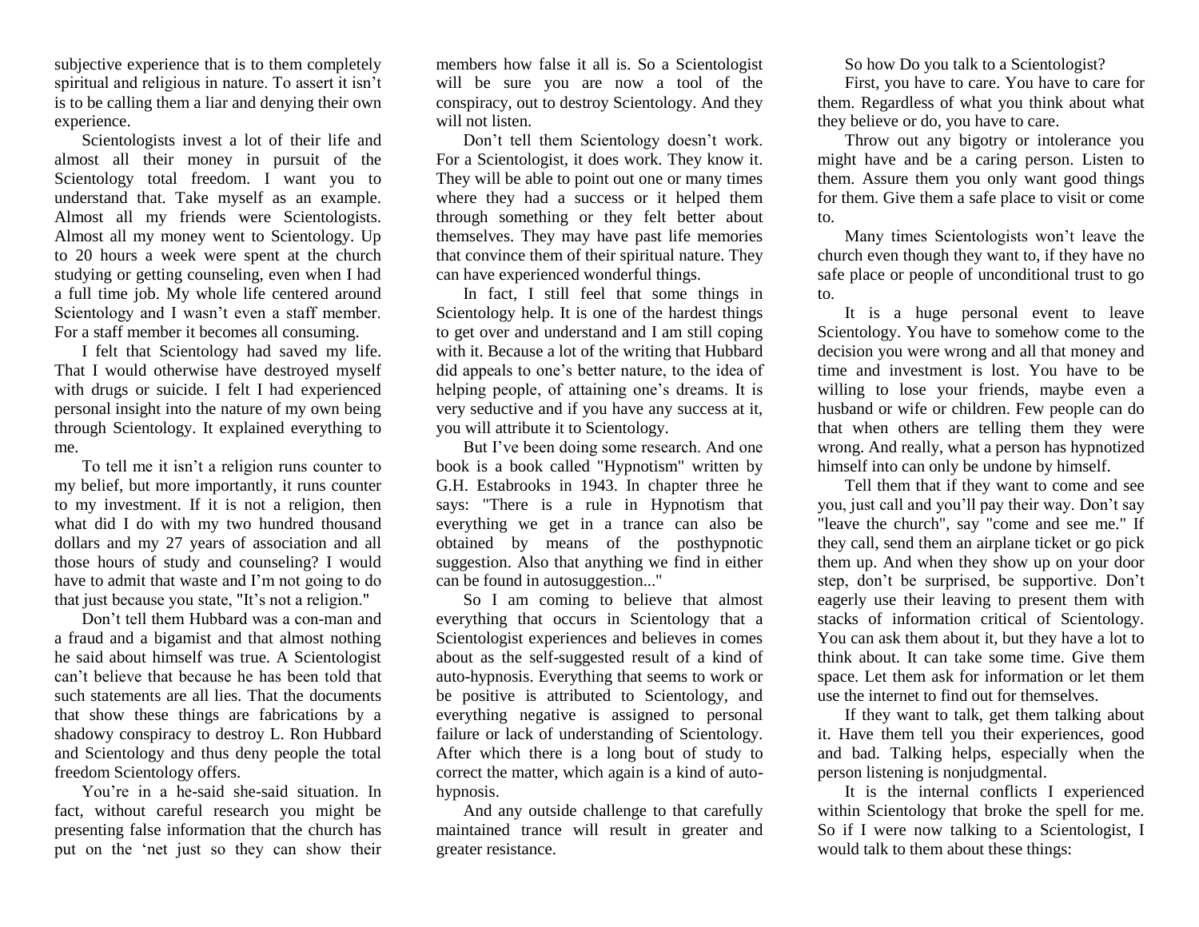subjective experience that is to them completely spiritual and religious in nature. To assert it isn't is to be calling them a liar and denying their own experience.

Scientologists invest a lot of their life and almost all their money in pursuit of the Scientology total freedom. I want you to understand that. Take myself as an example. Almost all my friends were Scientologists. Almost all my money went to Scientology. Up to 20 hours a week were spent at the church studying or getting counseling, even when I had a full time job. My whole life centered around Scientology and I wasn't even a staff member. For a staff member it becomes all consuming.

I felt that Scientology had saved my life. That I would otherwise have destroyed myself with drugs or suicide. I felt I had experienced personal insight into the nature of my own being through Scientology. It explained everything to me.

To tell me it isn't a religion runs counter to my belief, but more importantly, it runs counter to my investment. If it is not a religion, then what did I do with my two hundred thousand dollars and my 27 years of association and all those hours of study and counseling? I would have to admit that waste and I'm not going to do that just because you state, "It's not a religion."

Don't tell them Hubbard was a con-man and a fraud and a bigamist and that almost nothing he said about himself was true. A Scientologist can't believe that because he has been told that such statements are all lies. That the documents that show these things are fabrications by a shadowy conspiracy to destroy L. Ron Hubbard and Scientology and thus deny people the total freedom Scientology offers.

You're in a he-said she-said situation. In fact, without careful research you might be presenting false information that the church has put on the 'net just so they can show their members how false it all is. So a Scientologist will be sure you are now a tool of the conspiracy, out to destroy Scientology. And they will not listen.

Don't tell them Scientology doesn't work. For a Scientologist, it does work. They know it. They will be able to point out one or many times where they had a success or it helped them through something or they felt better about themselves. They may have past life memories that convince them of their spiritual nature. They can have experienced wonderful things.

In fact, I still feel that some things in Scientology help. It is one of the hardest things to get over and understand and I am still coping with it. Because a lot of the writing that Hubbard did appeals to one's better nature, to the idea of helping people, of attaining one's dreams. It is very seductive and if you have any success at it, you will attribute it to Scientology.

But I've been doing some research. And one book is a book called "Hypnotism" written by G.H. Estabrooks in 1943. In chapter three he says: "There is a rule in Hypnotism that everything we get in a trance can also be obtained by means of the posthypnotic suggestion. Also that anything we find in either can be found in autosuggestion..."

So I am coming to believe that almost everything that occurs in Scientology that a Scientologist experiences and believes in comes about as the self-suggested result of a kind of auto-hypnosis. Everything that seems to work or be positive is attributed to Scientology, and everything negative is assigned to personal failure or lack of understanding of Scientology. After which there is a long bout of study to correct the matter, which again is a kind of auto-hypnosis.

And any outside challenge to that carefully maintained trance will result in greater and greater resistance.

So how Do you talk to a Scientologist?

First, you have to care. You have to care for them. Regardless of what you think about what they believe or do, you have to care.

Throw out any bigotry or intolerance you might have and be a caring person. Listen to them. Assure them you only want good things for them. Give them a safe place to visit or come to.

Many times Scientologists won't leave the church even though they want to, if they have no safe place or people of unconditional trust to go to.

It is a huge personal event to leave Scientology. You have to somehow come to the decision you were wrong and all that money and time and investment is lost. You have to be willing to lose your friends, maybe even a husband or wife or children. Few people can do that when others are telling them they were wrong. And really, what a person has hypnotized himself into can only be undone by himself.

Tell them that if they want to come and see you, just call and you'll pay their way. Don't say "leave the church", say "come and see me." If they call, send them an airplane ticket or go pick them up. And when they show up on your door step, don't be surprised, be supportive. Don't eagerly use their leaving to present them with stacks of information critical of Scientology. You can ask them about it, but they have a lot to think about. It can take some time. Give them space. Let them ask for information or let them use the internet to find out for themselves.

If they want to talk, get them talking about it. Have them tell you their experiences, good and bad. Talking helps, especially when the person listening is nonjudgmental.

It is the internal conflicts I experienced within Scientology that broke the spell for me. So if I were now talking to a Scientologist, I would talk to them about these things: